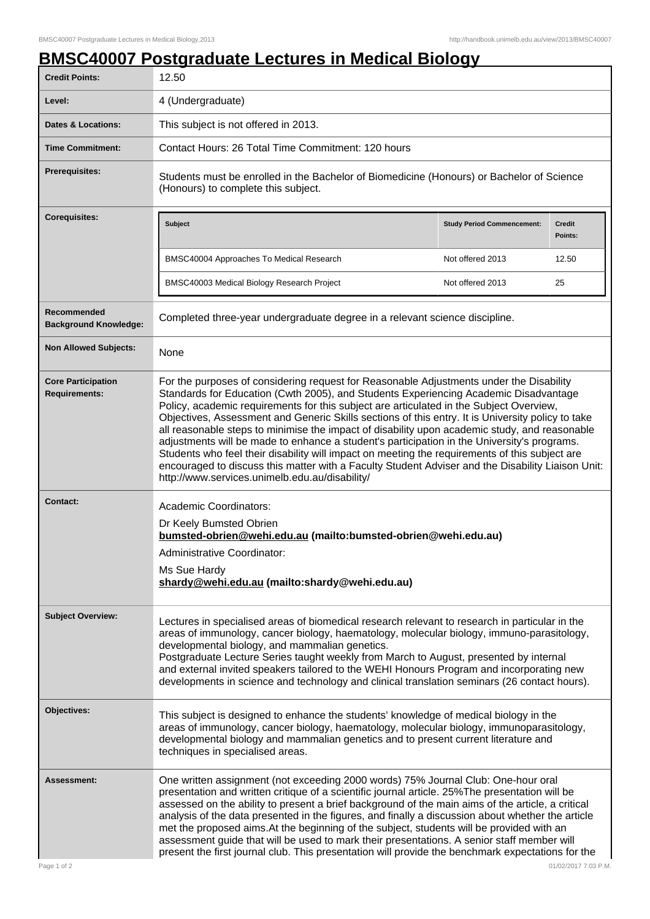# BMSC40007 Postgraduate Lectures in Medical Biology

| | |
|---|---|
| **Credit Points:** | 12.50 |
| **Level:** | 4 (Undergraduate) |
| **Dates & Locations:** | This subject is not offered in 2013. |
| **Time Commitment:** | Contact Hours: 26 Total Time Commitment: 120 hours |
| **Prerequisites:** | Students must be enrolled in the Bachelor of Biomedicine (Honours) or Bachelor of Science (Honours) to complete this subject. |
| **Corequisites:** | see table below |
| **Recommended Background Knowledge:** | Completed three-year undergraduate degree in a relevant science discipline. |
| **Non Allowed Subjects:** | None |
| **Core Participation Requirements:** | For the purposes of considering request for Reasonable Adjustments under the Disability Standards for Education (Cwth 2005), and Students Experiencing Academic Disadvantage Policy, academic requirements for this subject are articulated in the Subject Overview, Objectives, Assessment and Generic Skills sections of this entry. It is University policy to take all reasonable steps to minimise the impact of disability upon academic study, and reasonable adjustments will be made to enhance a student's participation in the University's programs. Students who feel their disability will impact on meeting the requirements of this subject are encouraged to discuss this matter with a Faculty Student Adviser and the Disability Liaison Unit: http://www.services.unimelb.edu.au/disability/ |
| **Contact:** | Academic Coordinators:<br>Dr Keely Bumsted Obrien<br>**bumsted-obrien@wehi.edu.au (mailto:bumsted-obrien@wehi.edu.au)**<br>Administrative Coordinator:<br>Ms Sue Hardy<br>**shardy@wehi.edu.au (mailto:shardy@wehi.edu.au)** |
| **Subject Overview:** | Lectures in specialised areas of biomedical research relevant to research in particular in the areas of immunology, cancer biology, haematology, molecular biology, immuno-parasitology, developmental biology, and mammalian genetics.<br>Postgraduate Lecture Series taught weekly from March to August, presented by internal and external invited speakers tailored to the WEHI Honours Program and incorporating new developments in science and technology and clinical translation seminars (26 contact hours). |
| **Objectives:** | This subject is designed to enhance the students' knowledge of medical biology in the areas of immunology, cancer biology, haematology, molecular biology, immunoparasitology, developmental biology and mammalian genetics and to present current literature and techniques in specialised areas. |
| **Assessment:** | One written assignment (not exceeding 2000 words) 75% Journal Club: One-hour oral presentation and written critique of a scientific journal article. 25%The presentation will be assessed on the ability to present a brief background of the main aims of the article, a critical analysis of the data presented in the figures, and finally a discussion about whether the article met the proposed aims.At the beginning of the subject, students will be provided with an assessment guide that will be used to mark their presentations. A senior staff member will present the first journal club. This presentation will provide the benchmark expectations for the |

**Corequisites:**

| Subject | Study Period Commencement: | Credit Points: |
|---|---|---|
| BMSC40004 Approaches To Medical Research | Not offered 2013 | 12.50 |
| BMSC40003 Medical Biology Research Project | Not offered 2013 | 25 |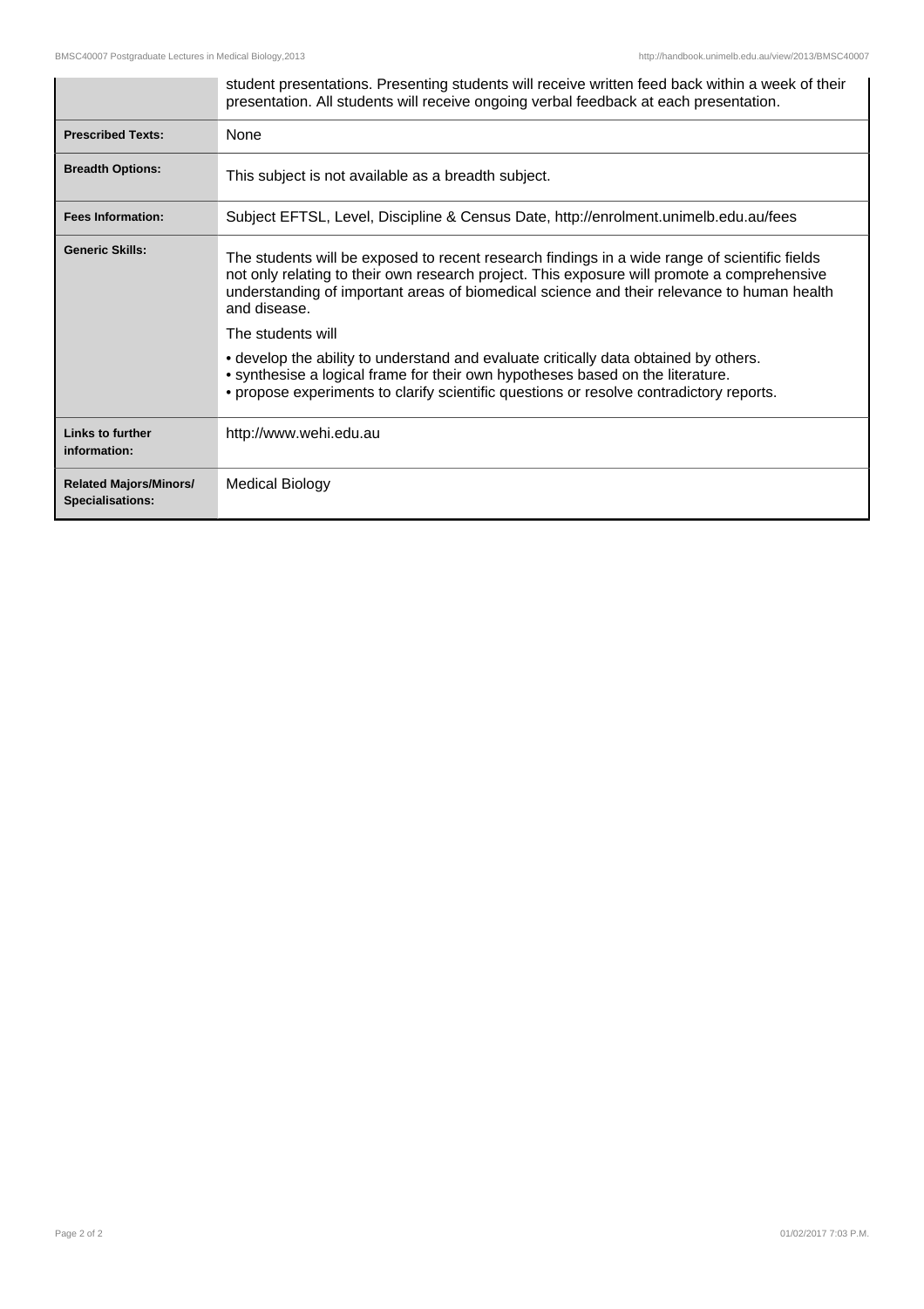| | |
|---|---|
| | student presentations. Presenting students will receive written feed back within a week of their presentation. All students will receive ongoing verbal feedback at each presentation. |
| **Prescribed Texts:** | None |
| **Breadth Options:** | This subject is not available as a breadth subject. |
| **Fees Information:** | Subject EFTSL, Level, Discipline & Census Date, http://enrolment.unimelb.edu.au/fees |
| **Generic Skills:** | The students will be exposed to recent research findings in a wide range of scientific fields not only relating to their own research project. This exposure will promote a comprehensive understanding of important areas of biomedical science and their relevance to human health and disease.<br><br>The students will<br><br>• develop the ability to understand and evaluate critically data obtained by others.<br>• synthesise a logical frame for their own hypotheses based on the literature.<br>• propose experiments to clarify scientific questions or resolve contradictory reports. |
| **Links to further information:** | http://www.wehi.edu.au |
| **Related Majors/Minors/ Specialisations:** | Medical Biology |